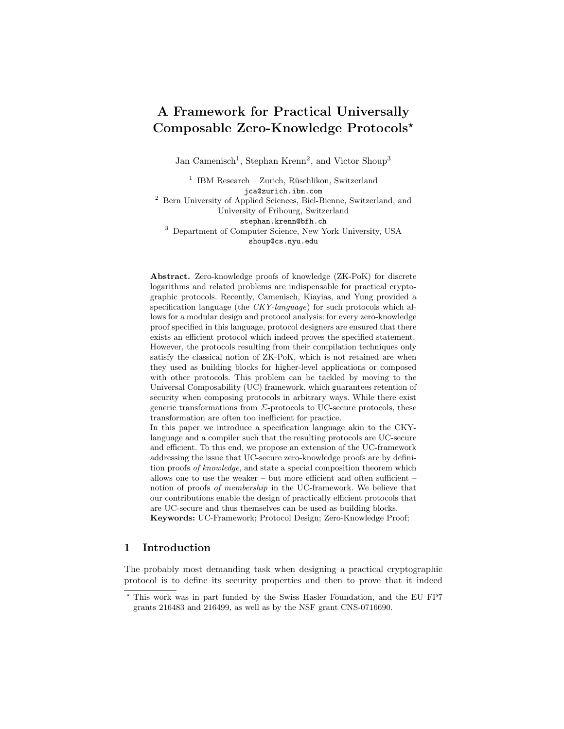# A Framework for Practical Universally Composable Zero-Knowledge Protocols*

Jan Camenisch[1], Stephan Krenn[2], and Victor Shoup[3]

[1] IBM Research – Zurich, Rüschlikon, Switzerland
jca@zurich.ibm.com

[2] Bern University of Applied Sciences, Biel-Bienne, Switzerland, and University of Fribourg, Switzerland
stephan.krenn@bfh.ch

[3] Department of Computer Science, New York University, USA
shoup@cs.nyu.edu

**Abstract.** Zero-knowledge proofs of knowledge (ZK-PoK) for discrete logarithms and related problems are indispensable for practical cryptographic protocols. Recently, Camenisch, Kiayias, and Yung provided a specification language (the *CKY-language*) for such protocols which allows for a modular design and protocol analysis: for every zero-knowledge proof specified in this language, protocol designers are ensured that there exists an efficient protocol which indeed proves the specified statement. However, the protocols resulting from their compilation techniques only satisfy the classical notion of ZK-PoK, which is not retained are when they used as building blocks for higher-level applications or composed with other protocols. This problem can be tackled by moving to the Universal Composability (UC) framework, which guarantees retention of security when composing protocols in arbitrary ways. While there exist generic transformations from $\Sigma$-protocols to UC-secure protocols, these transformation are often too inefficient for practice.

In this paper we introduce a specification language akin to the CKY-language and a compiler such that the resulting protocols are UC-secure and efficient. To this end, we propose an extension of the UC-framework addressing the issue that UC-secure zero-knowledge proofs are by definition proofs *of knowledge*, and state a special composition theorem which allows one to use the weaker – but more efficient and often sufficient – notion of proofs *of membership* in the UC-framework. We believe that our contributions enable the design of practically efficient protocols that are UC-secure and thus themselves can be used as building blocks.

**Keywords:** UC-Framework; Protocol Design; Zero-Knowledge Proof;

## 1 Introduction

The probably most demanding task when designing a practical cryptographic protocol is to define its security properties and then to prove that it indeed

---

* This work was in part funded by the Swiss Hasler Foundation, and the EU FP7 grants 216483 and 216499, as well as by the NSF grant CNS-0716690.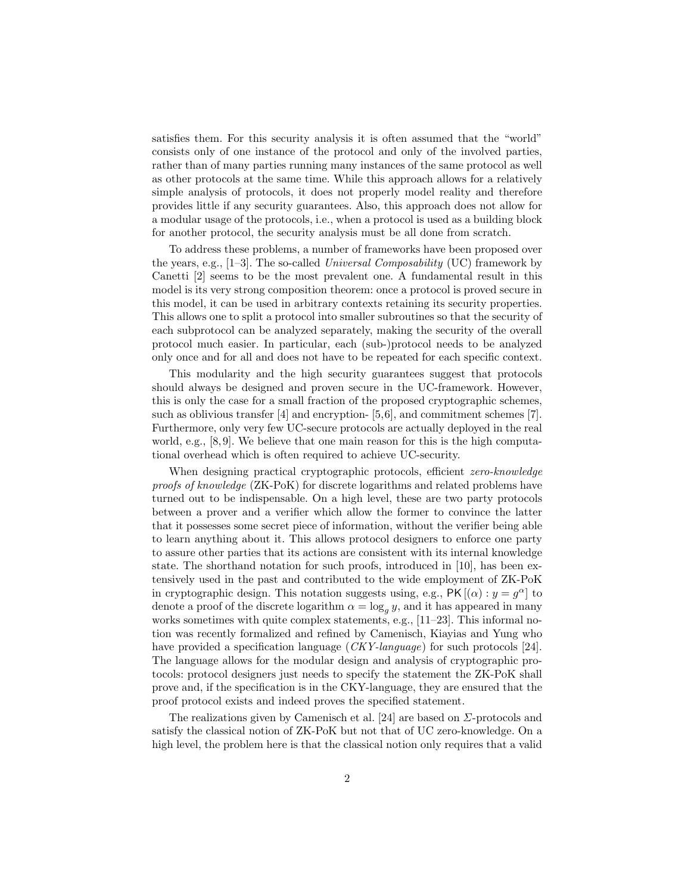satisfies them. For this security analysis it is often assumed that the "world" consists only of one instance of the protocol and only of the involved parties, rather than of many parties running many instances of the same protocol as well as other protocols at the same time. While this approach allows for a relatively simple analysis of protocols, it does not properly model reality and therefore provides little if any security guarantees. Also, this approach does not allow for a modular usage of the protocols, i.e., when a protocol is used as a building block for another protocol, the security analysis must be all done from scratch.

To address these problems, a number of frameworks have been proposed over the years, e.g., [1–3]. The so-called *Universal Composability* (UC) framework by Canetti [2] seems to be the most prevalent one. A fundamental result in this model is its very strong composition theorem: once a protocol is proved secure in this model, it can be used in arbitrary contexts retaining its security properties. This allows one to split a protocol into smaller subroutines so that the security of each subprotocol can be analyzed separately, making the security of the overall protocol much easier. In particular, each (sub-)protocol needs to be analyzed only once and for all and does not have to be repeated for each specific context.

This modularity and the high security guarantees suggest that protocols should always be designed and proven secure in the UC-framework. However, this is only the case for a small fraction of the proposed cryptographic schemes, such as oblivious transfer [4] and encryption- [5,6], and commitment schemes [7]. Furthermore, only very few UC-secure protocols are actually deployed in the real world, e.g., [8,9]. We believe that one main reason for this is the high computational overhead which is often required to achieve UC-security.

When designing practical cryptographic protocols, efficient *zero-knowledge proofs of knowledge* (ZK-PoK) for discrete logarithms and related problems have turned out to be indispensable. On a high level, these are two party protocols between a prover and a verifier which allow the former to convince the latter that it possesses some secret piece of information, without the verifier being able to learn anything about it. This allows protocol designers to enforce one party to assure other parties that its actions are consistent with its internal knowledge state. The shorthand notation for such proofs, introduced in [10], has been extensively used in the past and contributed to the wide employment of ZK-PoK in cryptographic design. This notation suggests using, e.g., $\mathsf{PK}\left[(\alpha) : y = g^{\alpha}\right]$ to denote a proof of the discrete logarithm $\alpha = \log_g y$, and it has appeared in many works sometimes with quite complex statements, e.g., [11–23]. This informal notion was recently formalized and refined by Camenisch, Kiayias and Yung who have provided a specification language (*CKY-language*) for such protocols [24]. The language allows for the modular design and analysis of cryptographic protocols: protocol designers just needs to specify the statement the ZK-PoK shall prove and, if the specification is in the CKY-language, they are ensured that the proof protocol exists and indeed proves the specified statement.

The realizations given by Camenisch et al. [24] are based on $\Sigma$-protocols and satisfy the classical notion of ZK-PoK but not that of UC zero-knowledge. On a high level, the problem here is that the classical notion only requires that a valid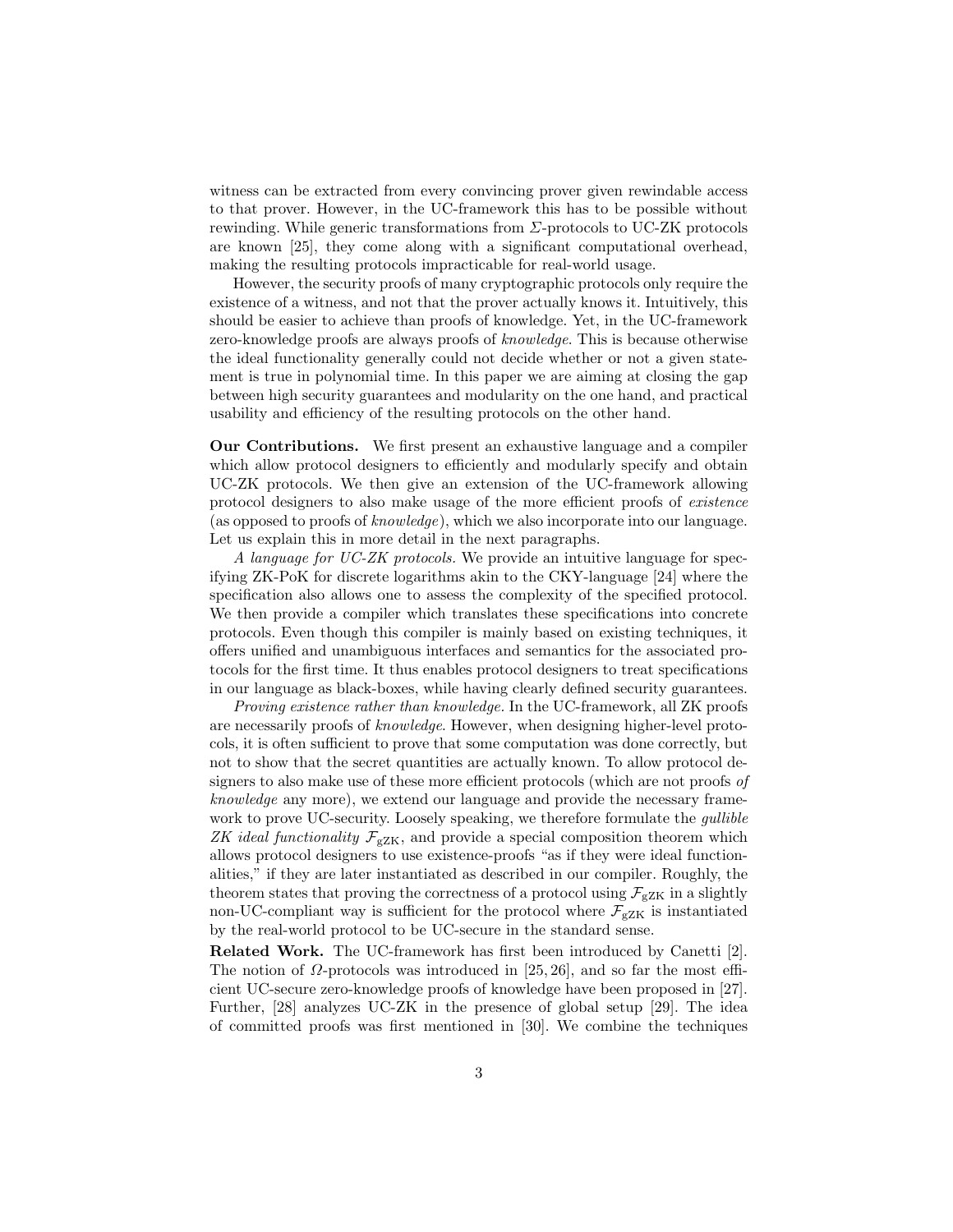witness can be extracted from every convincing prover given rewindable access to that prover. However, in the UC-framework this has to be possible without rewinding. While generic transformations from $\Sigma$-protocols to UC-ZK protocols are known [25], they come along with a significant computational overhead, making the resulting protocols impracticable for real-world usage.

However, the security proofs of many cryptographic protocols only require the existence of a witness, and not that the prover actually knows it. Intuitively, this should be easier to achieve than proofs of knowledge. Yet, in the UC-framework zero-knowledge proofs are always proofs of *knowledge*. This is because otherwise the ideal functionality generally could not decide whether or not a given statement is true in polynomial time. In this paper we are aiming at closing the gap between high security guarantees and modularity on the one hand, and practical usability and efficiency of the resulting protocols on the other hand.

**Our Contributions.** We first present an exhaustive language and a compiler which allow protocol designers to efficiently and modularly specify and obtain UC-ZK protocols. We then give an extension of the UC-framework allowing protocol designers to also make usage of the more efficient proofs of *existence* (as opposed to proofs of *knowledge*), which we also incorporate into our language. Let us explain this in more detail in the next paragraphs.

*A language for UC-ZK protocols.* We provide an intuitive language for specifying ZK-PoK for discrete logarithms akin to the CKY-language [24] where the specification also allows one to assess the complexity of the specified protocol. We then provide a compiler which translates these specifications into concrete protocols. Even though this compiler is mainly based on existing techniques, it offers unified and unambiguous interfaces and semantics for the associated protocols for the first time. It thus enables protocol designers to treat specifications in our language as black-boxes, while having clearly defined security guarantees.

*Proving existence rather than knowledge.* In the UC-framework, all ZK proofs are necessarily proofs of *knowledge*. However, when designing higher-level protocols, it is often sufficient to prove that some computation was done correctly, but not to show that the secret quantities are actually known. To allow protocol designers to also make use of these more efficient protocols (which are not proofs *of knowledge* any more), we extend our language and provide the necessary framework to prove UC-security. Loosely speaking, we therefore formulate the *gullible ZK ideal functionality* $\mathcal{F}_{\text{gZK}}$, and provide a special composition theorem which allows protocol designers to use existence-proofs "as if they were ideal functionalities," if they are later instantiated as described in our compiler. Roughly, the theorem states that proving the correctness of a protocol using $\mathcal{F}_{\text{gZK}}$ in a slightly non-UC-compliant way is sufficient for the protocol where $\mathcal{F}_{\text{gZK}}$ is instantiated by the real-world protocol to be UC-secure in the standard sense.

**Related Work.** The UC-framework has first been introduced by Canetti [2]. The notion of $\Omega$-protocols was introduced in [25, 26], and so far the most efficient UC-secure zero-knowledge proofs of knowledge have been proposed in [27]. Further, [28] analyzes UC-ZK in the presence of global setup [29]. The idea of committed proofs was first mentioned in [30]. We combine the techniques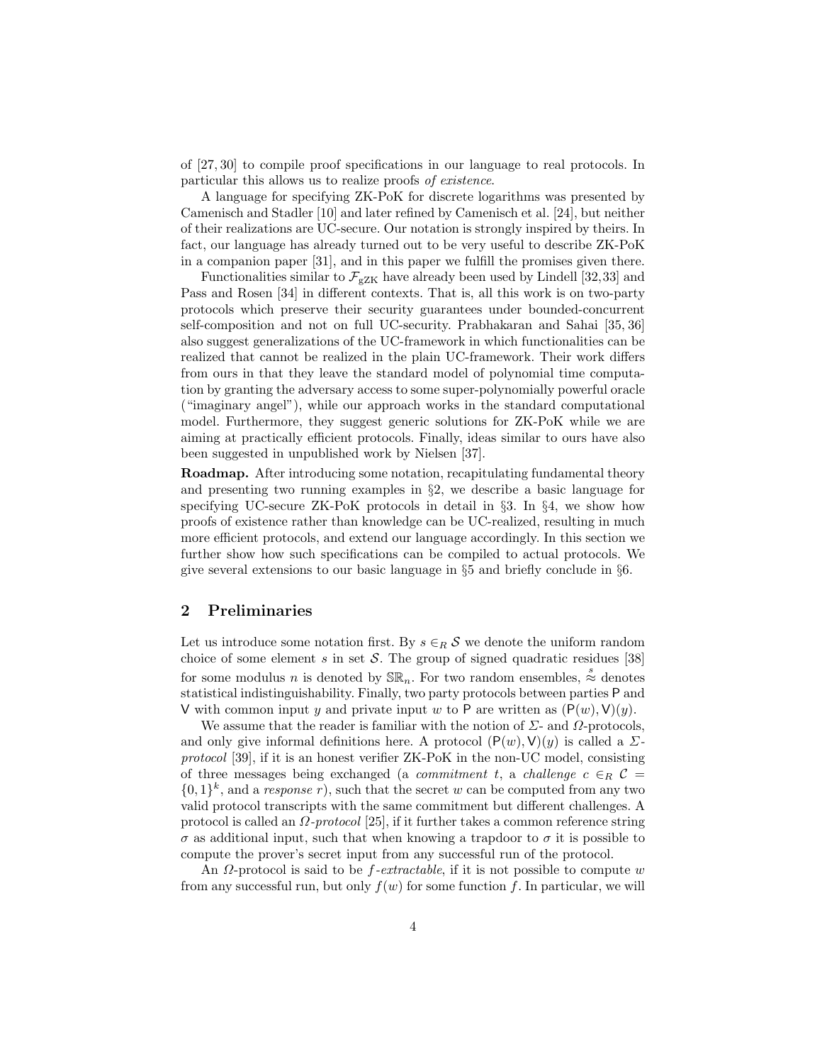of [27, 30] to compile proof specifications in our language to real protocols. In particular this allows us to realize proofs *of existence*.

A language for specifying ZK-PoK for discrete logarithms was presented by Camenisch and Stadler [10] and later refined by Camenisch et al. [24], but neither of their realizations are UC-secure. Our notation is strongly inspired by theirs. In fact, our language has already turned out to be very useful to describe ZK-PoK in a companion paper [31], and in this paper we fulfill the promises given there.

Functionalities similar to $\mathcal{F}_{\text{gZK}}$ have already been used by Lindell [32, 33] and Pass and Rosen [34] in different contexts. That is, all this work is on two-party protocols which preserve their security guarantees under bounded-concurrent self-composition and not on full UC-security. Prabhakaran and Sahai [35, 36] also suggest generalizations of the UC-framework in which functionalities can be realized that cannot be realized in the plain UC-framework. Their work differs from ours in that they leave the standard model of polynomial time computation by granting the adversary access to some super-polynomially powerful oracle ("imaginary angel"), while our approach works in the standard computational model. Furthermore, they suggest generic solutions for ZK-PoK while we are aiming at practically efficient protocols. Finally, ideas similar to ours have also been suggested in unpublished work by Nielsen [37].

**Roadmap.** After introducing some notation, recapitulating fundamental theory and presenting two running examples in §2, we describe a basic language for specifying UC-secure ZK-PoK protocols in detail in §3. In §4, we show how proofs of existence rather than knowledge can be UC-realized, resulting in much more efficient protocols, and extend our language accordingly. In this section we further show how such specifications can be compiled to actual protocols. We give several extensions to our basic language in §5 and briefly conclude in §6.

## 2 Preliminaries

Let us introduce some notation first. By $s \in_R \mathcal{S}$ we denote the uniform random choice of some element $s$ in set $\mathcal{S}$. The group of signed quadratic residues [38] for some modulus $n$ is denoted by $\mathbb{SR}_n$. For two random ensembles, $\overset{s}{\approx}$ denotes statistical indistinguishability. Finally, two party protocols between parties $\mathsf{P}$ and $\mathsf{V}$ with common input $y$ and private input $w$ to $\mathsf{P}$ are written as $(\mathsf{P}(w), \mathsf{V})(y)$.

We assume that the reader is familiar with the notion of $\Sigma$- and $\Omega$-protocols, and only give informal definitions here. A protocol $(\mathsf{P}(w), \mathsf{V})(y)$ is called a *$\Sigma$-protocol* [39], if it is an honest verifier ZK-PoK in the non-UC model, consisting of three messages being exchanged (a *commitment* $t$, a *challenge* $c \in_R \mathcal{C} = \{0,1\}^k$, and a *response* $r$), such that the secret $w$ can be computed from any two valid protocol transcripts with the same commitment but different challenges. A protocol is called an *$\Omega$-protocol* [25], if it further takes a common reference string $\sigma$ as additional input, such that when knowing a trapdoor to $\sigma$ it is possible to compute the prover's secret input from any successful run of the protocol.

An $\Omega$-protocol is said to be *$f$-extractable*, if it is not possible to compute $w$ from any successful run, but only $f(w)$ for some function $f$. In particular, we will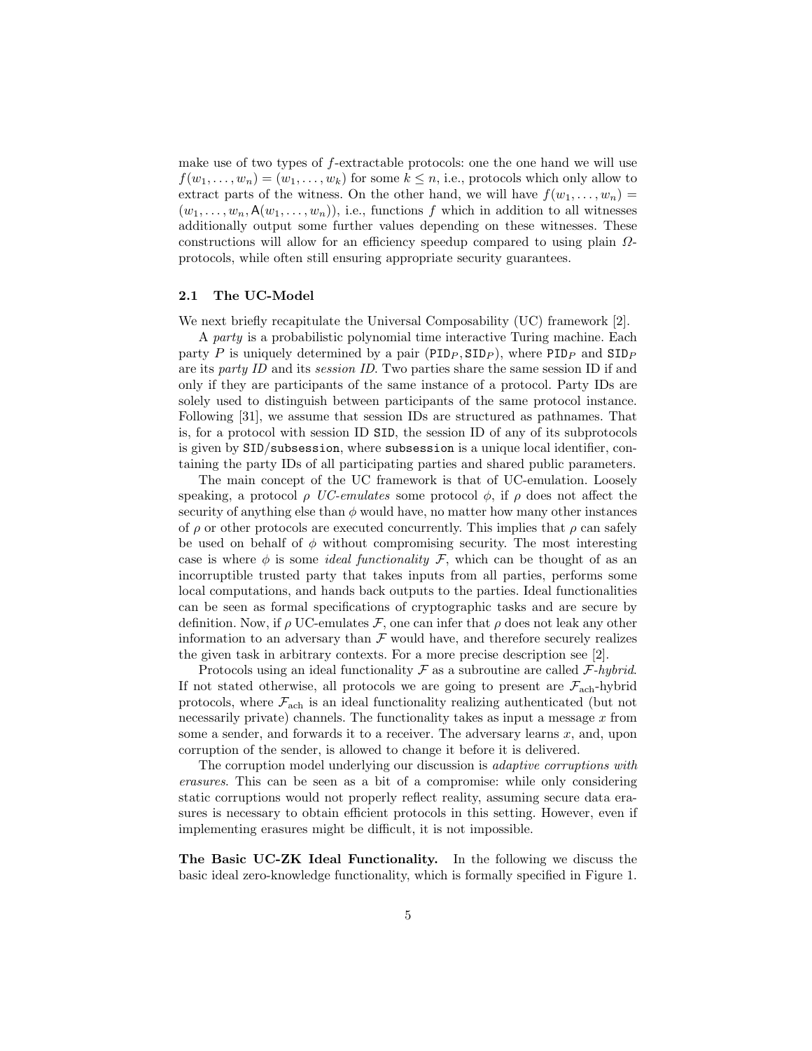make use of two types of $f$-extractable protocols: one the one hand we will use $f(w_1, \ldots, w_n) = (w_1, \ldots, w_k)$ for some $k \leq n$, i.e., protocols which only allow to extract parts of the witness. On the other hand, we will have $f(w_1, \ldots, w_n) = (w_1, \ldots, w_n, \mathsf{A}(w_1, \ldots, w_n))$, i.e., functions $f$ which in addition to all witnesses additionally output some further values depending on these witnesses. These constructions will allow for an efficiency speedup compared to using plain $\Omega$-protocols, while often still ensuring appropriate security guarantees.

### 2.1 The UC-Model

We next briefly recapitulate the Universal Composability (UC) framework [2].

A *party* is a probabilistic polynomial time interactive Turing machine. Each party $P$ is uniquely determined by a pair $(\mathtt{PID}_P, \mathtt{SID}_P)$, where $\mathtt{PID}_P$ and $\mathtt{SID}_P$ are its *party ID* and its *session ID*. Two parties share the same session ID if and only if they are participants of the same instance of a protocol. Party IDs are solely used to distinguish between participants of the same protocol instance. Following [31], we assume that session IDs are structured as pathnames. That is, for a protocol with session ID SID, the session ID of any of its subprotocols is given by SID/subsession, where subsession is a unique local identifier, containing the party IDs of all participating parties and shared public parameters.

The main concept of the UC framework is that of UC-emulation. Loosely speaking, a protocol $\rho$ *UC-emulates* some protocol $\phi$, if $\rho$ does not affect the security of anything else than $\phi$ would have, no matter how many other instances of $\rho$ or other protocols are executed concurrently. This implies that $\rho$ can safely be used on behalf of $\phi$ without compromising security. The most interesting case is where $\phi$ is some *ideal functionality* $\mathcal{F}$, which can be thought of as an incorruptible trusted party that takes inputs from all parties, performs some local computations, and hands back outputs to the parties. Ideal functionalities can be seen as formal specifications of cryptographic tasks and are secure by definition. Now, if $\rho$ UC-emulates $\mathcal{F}$, one can infer that $\rho$ does not leak any other information to an adversary than $\mathcal{F}$ would have, and therefore securely realizes the given task in arbitrary contexts. For a more precise description see [2].

Protocols using an ideal functionality $\mathcal{F}$ as a subroutine are called *$\mathcal{F}$-hybrid*. If not stated otherwise, all protocols we are going to present are $\mathcal{F}_{\text{ach}}$-hybrid protocols, where $\mathcal{F}_{\text{ach}}$ is an ideal functionality realizing authenticated (but not necessarily private) channels. The functionality takes as input a message $x$ from some a sender, and forwards it to a receiver. The adversary learns $x$, and, upon corruption of the sender, is allowed to change it before it is delivered.

The corruption model underlying our discussion is *adaptive corruptions with erasures*. This can be seen as a bit of a compromise: while only considering static corruptions would not properly reflect reality, assuming secure data erasures is necessary to obtain efficient protocols in this setting. However, even if implementing erasures might be difficult, it is not impossible.

**The Basic UC-ZK Ideal Functionality.** In the following we discuss the basic ideal zero-knowledge functionality, which is formally specified in Figure 1.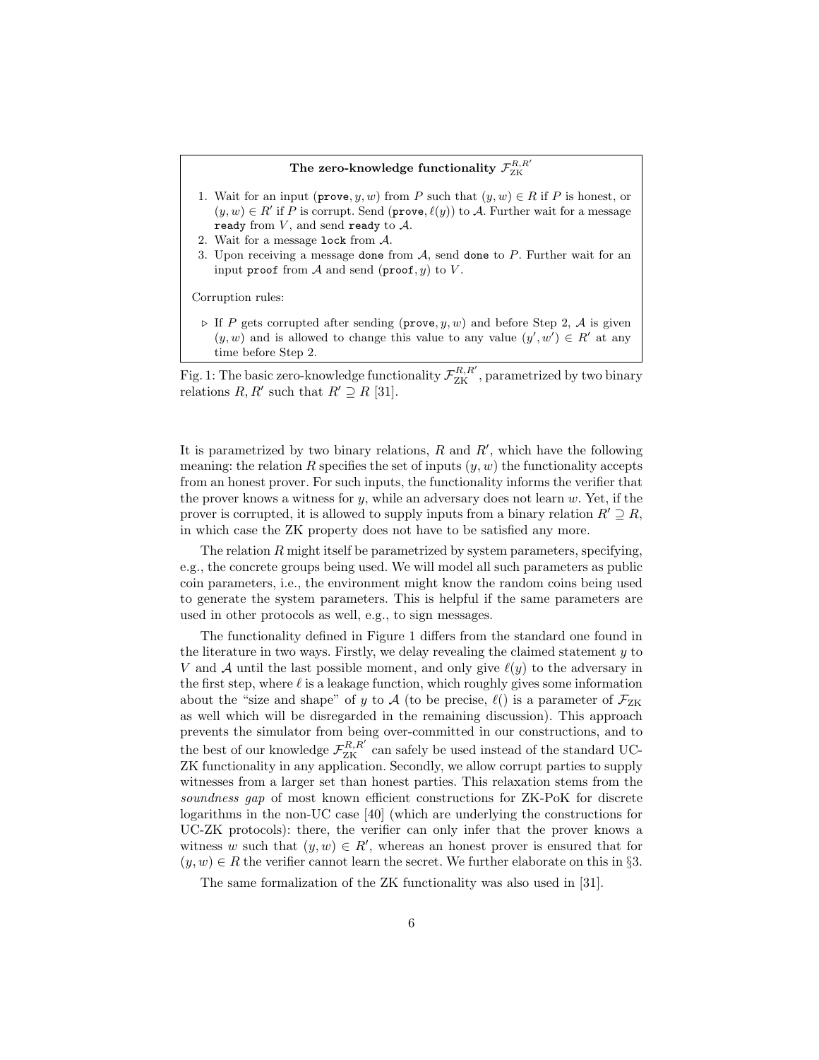**The zero-knowledge functionality $\mathcal{F}_{\text{ZK}}^{R,R'}$**

1. Wait for an input $(\texttt{prove}, y, w)$ from $P$ such that $(y, w) \in R$ if $P$ is honest, or $(y, w) \in R'$ if $P$ is corrupt. Send $(\texttt{prove}, \ell(y))$ to $\mathcal{A}$. Further wait for a message `ready` from $V$, and send `ready` to $\mathcal{A}$.
2. Wait for a message `lock` from $\mathcal{A}$.
3. Upon receiving a message `done` from $\mathcal{A}$, send `done` to $P$. Further wait for an input `proof` from $\mathcal{A}$ and send $(\texttt{proof}, y)$ to $V$.

Corruption rules:

- ▷ If $P$ gets corrupted after sending $(\texttt{prove}, y, w)$ and before Step 2, $\mathcal{A}$ is given $(y, w)$ and is allowed to change this value to any value $(y', w') \in R'$ at any time before Step 2.

Fig. 1: The basic zero-knowledge functionality $\mathcal{F}_{\text{ZK}}^{R,R'}$, parametrized by two binary relations $R, R'$ such that $R' \supseteq R$ [31].

It is parametrized by two binary relations, $R$ and $R'$, which have the following meaning: the relation $R$ specifies the set of inputs $(y, w)$ the functionality accepts from an honest prover. For such inputs, the functionality informs the verifier that the prover knows a witness for $y$, while an adversary does not learn $w$. Yet, if the prover is corrupted, it is allowed to supply inputs from a binary relation $R' \supseteq R$, in which case the ZK property does not have to be satisfied any more.

The relation $R$ might itself be parametrized by system parameters, specifying, e.g., the concrete groups being used. We will model all such parameters as public coin parameters, i.e., the environment might know the random coins being used to generate the system parameters. This is helpful if the same parameters are used in other protocols as well, e.g., to sign messages.

The functionality defined in Figure 1 differs from the standard one found in the literature in two ways. Firstly, we delay revealing the claimed statement $y$ to $V$ and $\mathcal{A}$ until the last possible moment, and only give $\ell(y)$ to the adversary in the first step, where $\ell$ is a leakage function, which roughly gives some information about the "size and shape" of $y$ to $\mathcal{A}$ (to be precise, $\ell()$ is a parameter of $\mathcal{F}_{\text{ZK}}$ as well which will be disregarded in the remaining discussion). This approach prevents the simulator from being over-committed in our constructions, and to the best of our knowledge $\mathcal{F}_{\text{ZK}}^{R,R'}$ can safely be used instead of the standard UC-ZK functionality in any application. Secondly, we allow corrupt parties to supply witnesses from a larger set than honest parties. This relaxation stems from the *soundness gap* of most known efficient constructions for ZK-PoK for discrete logarithms in the non-UC case [40] (which are underlying the constructions for UC-ZK protocols): there, the verifier can only infer that the prover knows a witness $w$ such that $(y, w) \in R'$, whereas an honest prover is ensured that for $(y, w) \in R$ the verifier cannot learn the secret. We further elaborate on this in §3.

The same formalization of the ZK functionality was also used in [31].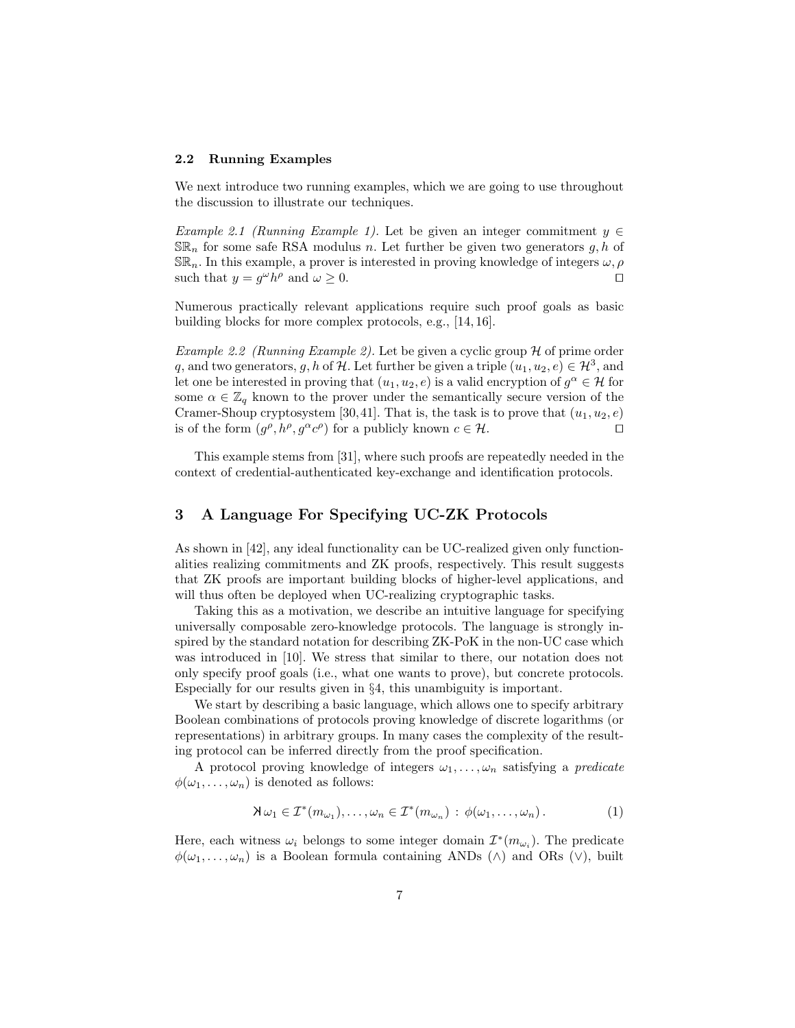### 2.2 Running Examples

We next introduce two running examples, which we are going to use throughout the discussion to illustrate our techniques.

*Example 2.1 (Running Example 1).* Let be given an integer commitment $y \in \mathbb{SR}_n$ for some safe RSA modulus $n$. Let further be given two generators $g, h$ of $\mathbb{SR}_n$. In this example, a prover is interested in proving knowledge of integers $\omega, \rho$ such that $y = g^\omega h^\rho$ and $\omega \geq 0$. ◻

Numerous practically relevant applications require such proof goals as basic building blocks for more complex protocols, e.g., [14, 16].

*Example 2.2 (Running Example 2).* Let be given a cyclic group $\mathcal{H}$ of prime order $q$, and two generators, $g, h$ of $\mathcal{H}$. Let further be given a triple $(u_1, u_2, e) \in \mathcal{H}^3$, and let one be interested in proving that $(u_1, u_2, e)$ is a valid encryption of $g^\alpha \in \mathcal{H}$ for some $\alpha \in \mathbb{Z}_q$ known to the prover under the semantically secure version of the Cramer-Shoup cryptosystem [30, 41]. That is, the task is to prove that $(u_1, u_2, e)$ is of the form $(g^\rho, h^\rho, g^\alpha c^\rho)$ for a publicly known $c \in \mathcal{H}$. ◻

This example stems from [31], where such proofs are repeatedly needed in the context of credential-authenticated key-exchange and identification protocols.

## 3 A Language For Specifying UC-ZK Protocols

As shown in [42], any ideal functionality can be UC-realized given only functionalities realizing commitments and ZK proofs, respectively. This result suggests that ZK proofs are important building blocks of higher-level applications, and will thus often be deployed when UC-realizing cryptographic tasks.

Taking this as a motivation, we describe an intuitive language for specifying universally composable zero-knowledge protocols. The language is strongly inspired by the standard notation for describing ZK-PoK in the non-UC case which was introduced in [10]. We stress that similar to there, our notation does not only specify proof goals (i.e., what one wants to prove), but concrete protocols. Especially for our results given in §4, this unambiguity is important.

We start by describing a basic language, which allows one to specify arbitrary Boolean combinations of protocols proving knowledge of discrete logarithms (or representations) in arbitrary groups. In many cases the complexity of the resulting protocol can be inferred directly from the proof specification.

A protocol proving knowledge of integers $\omega_1, \ldots, \omega_n$ satisfying a *predicate* $\phi(\omega_1, \ldots, \omega_n)$ is denoted as follows:

$$\mathsf{K}\, \omega_1 \in \mathcal{I}^*(m_{\omega_1}), \ldots, \omega_n \in \mathcal{I}^*(m_{\omega_n}) \,:\, \phi(\omega_1, \ldots, \omega_n)\,. \tag{1}$$

Here, each witness $\omega_i$ belongs to some integer domain $\mathcal{I}^*(m_{\omega_i})$. The predicate $\phi(\omega_1, \ldots, \omega_n)$ is a Boolean formula containing ANDs ($\wedge$) and ORs ($\vee$), built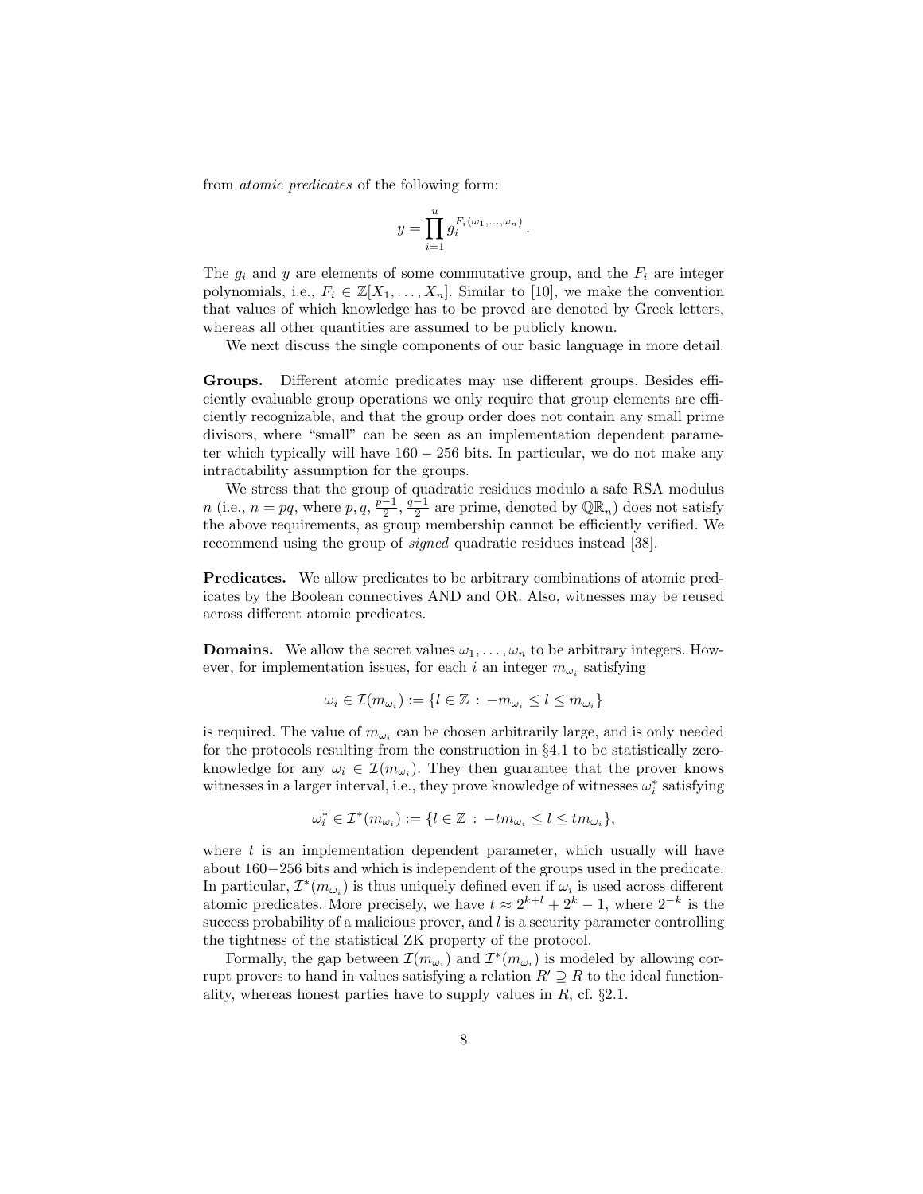from *atomic predicates* of the following form:

$$y = \prod_{i=1}^{u} g_i^{F_i(\omega_1,\ldots,\omega_n)} .$$

The $g_i$ and $y$ are elements of some commutative group, and the $F_i$ are integer polynomials, i.e., $F_i \in \mathbb{Z}[X_1, \ldots, X_n]$. Similar to [10], we make the convention that values of which knowledge has to be proved are denoted by Greek letters, whereas all other quantities are assumed to be publicly known.

We next discuss the single components of our basic language in more detail.

**Groups.** Different atomic predicates may use different groups. Besides efficiently evaluable group operations we only require that group elements are efficiently recognizable, and that the group order does not contain any small prime divisors, where "small" can be seen as an implementation dependent parameter which typically will have $160-256$ bits. In particular, we do not make any intractability assumption for the groups.

We stress that the group of quadratic residues modulo a safe RSA modulus $n$ (i.e., $n = pq$, where $p, q, \frac{p-1}{2}, \frac{q-1}{2}$ are prime, denoted by $\mathbb{QR}_n$) does not satisfy the above requirements, as group membership cannot be efficiently verified. We recommend using the group of *signed* quadratic residues instead [38].

**Predicates.** We allow predicates to be arbitrary combinations of atomic predicates by the Boolean connectives AND and OR. Also, witnesses may be reused across different atomic predicates.

**Domains.** We allow the secret values $\omega_1, \ldots, \omega_n$ to be arbitrary integers. However, for implementation issues, for each $i$ an integer $m_{\omega_i}$ satisfying

$$\omega_i \in \mathcal{I}(m_{\omega_i}) := \{l \in \mathbb{Z} \,:\, -m_{\omega_i} \leq l \leq m_{\omega_i}\}$$

is required. The value of $m_{\omega_i}$ can be chosen arbitrarily large, and is only needed for the protocols resulting from the construction in §4.1 to be statistically zero-knowledge for any $\omega_i \in \mathcal{I}(m_{\omega_i})$. They then guarantee that the prover knows witnesses in a larger interval, i.e., they prove knowledge of witnesses $\omega_i^*$ satisfying

$$\omega_i^* \in \mathcal{I}^*(m_{\omega_i}) := \{l \in \mathbb{Z} \,:\, -tm_{\omega_i} \leq l \leq tm_{\omega_i}\},$$

where $t$ is an implementation dependent parameter, which usually will have about $160-256$ bits and which is independent of the groups used in the predicate. In particular, $\mathcal{I}^*(m_{\omega_i})$ is thus uniquely defined even if $\omega_i$ is used across different atomic predicates. More precisely, we have $t \approx 2^{k+l} + 2^k - 1$, where $2^{-k}$ is the success probability of a malicious prover, and $l$ is a security parameter controlling the tightness of the statistical ZK property of the protocol.

Formally, the gap between $\mathcal{I}(m_{\omega_i})$ and $\mathcal{I}^*(m_{\omega_i})$ is modeled by allowing corrupt provers to hand in values satisfying a relation $R' \supseteq R$ to the ideal functionality, whereas honest parties have to supply values in $R$, cf. §2.1.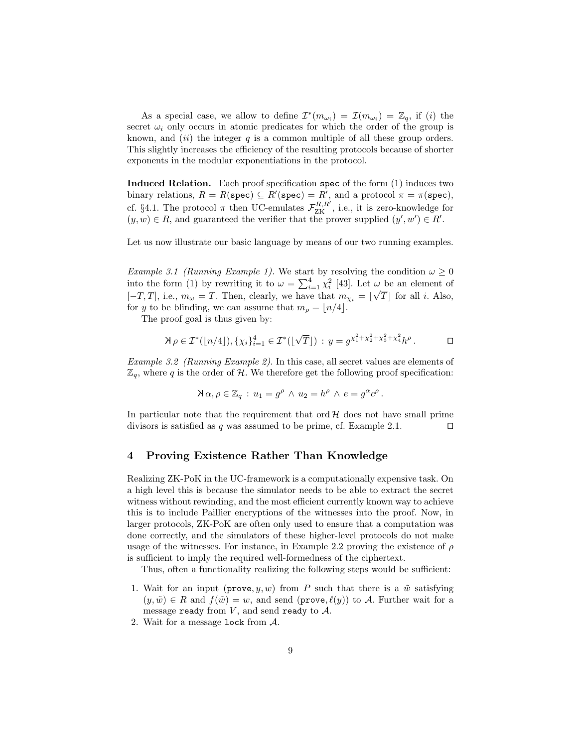As a special case, we allow to define $\mathcal{I}^*(m_{\omega_i}) = \mathcal{I}(m_{\omega_i}) = \mathbb{Z}_q$, if $(i)$ the secret $\omega_i$ only occurs in atomic predicates for which the order of the group is known, and $(ii)$ the integer $q$ is a common multiple of all these group orders. This slightly increases the efficiency of the resulting protocols because of shorter exponents in the modular exponentiations in the protocol.

**Induced Relation.** Each proof specification spec of the form (1) induces two binary relations, $R = R(\texttt{spec}) \subseteq R'(\texttt{spec}) = R'$, and a protocol $\pi = \pi(\texttt{spec})$, cf. §4.1. The protocol $\pi$ then UC-emulates $\mathcal{F}_{\text{ZK}}^{R,R'}$, i.e., it is zero-knowledge for $(y, w) \in R$, and guaranteed the verifier that the prover supplied $(y', w') \in R'$.

Let us now illustrate our basic language by means of our two running examples.

*Example 3.1 (Running Example 1).* We start by resolving the condition $\omega \geq 0$ into the form (1) by rewriting it to $\omega = \sum_{i=1}^{4} \chi_i^2$ [43]. Let $\omega$ be an element of $[-T, T]$, i.e., $m_\omega = T$. Then, clearly, we have that $m_{\chi_i} = \lfloor \sqrt{T} \rfloor$ for all $i$. Also, for $y$ to be blinding, we can assume that $m_\rho = \lfloor n/4 \rfloor$.

The proof goal is thus given by:

$$\text{⋊}\, \rho \in \mathcal{I}^*(\lfloor n/4 \rfloor), \{\chi_i\}_{i=1}^4 \in \mathcal{I}^*(\lfloor \sqrt{T} \rfloor) \,:\, y = g^{\chi_1^2 + \chi_2^2 + \chi_3^2 + \chi_4^2} h^\rho \,. \qquad \square$$

*Example 3.2 (Running Example 2).* In this case, all secret values are elements of $\mathbb{Z}_q$, where $q$ is the order of $\mathcal{H}$. We therefore get the following proof specification:

$$\text{⋊}\, \alpha, \rho \in \mathbb{Z}_q \,:\, u_1 = g^\rho \,\wedge\, u_2 = h^\rho \,\wedge\, e = g^\alpha c^\rho \,.$$

In particular note that the requirement that $\operatorname{ord} \mathcal{H}$ does not have small prime divisors is satisfied as $q$ was assumed to be prime, cf. Example 2.1. $\square$

## 4 Proving Existence Rather Than Knowledge

Realizing ZK-PoK in the UC-framework is a computationally expensive task. On a high level this is because the simulator needs to be able to extract the secret witness without rewinding, and the most efficient currently known way to achieve this is to include Paillier encryptions of the witnesses into the proof. Now, in larger protocols, ZK-PoK are often only used to ensure that a computation was done correctly, and the simulators of these higher-level protocols do not make usage of the witnesses. For instance, in Example 2.2 proving the existence of $\rho$ is sufficient to imply the required well-formedness of the ciphertext.

Thus, often a functionality realizing the following steps would be sufficient:

1. Wait for an input $(\texttt{prove}, y, w)$ from $P$ such that there is a $\tilde{w}$ satisfying $(y, \tilde{w}) \in R$ and $f(\tilde{w}) = w$, and send $(\texttt{prove}, \ell(y))$ to $\mathcal{A}$. Further wait for a message ready from $V$, and send ready to $\mathcal{A}$.
2. Wait for a message lock from $\mathcal{A}$.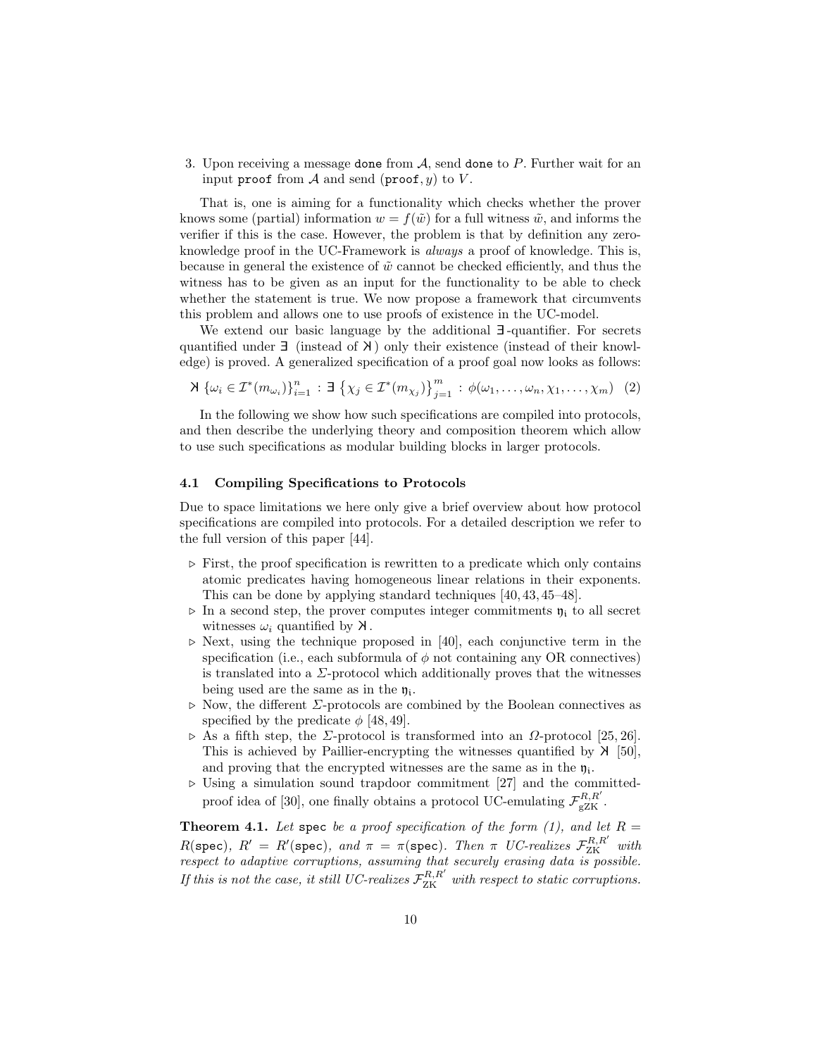3. Upon receiving a message `done` from $\mathcal{A}$, send `done` to $P$. Further wait for an input `proof` from $\mathcal{A}$ and send $(\texttt{proof}, y)$ to $V$.

That is, one is aiming for a functionality which checks whether the prover knows some (partial) information $w = f(\tilde{w})$ for a full witness $\tilde{w}$, and informs the verifier if this is the case. However, the problem is that by definition any zero-knowledge proof in the UC-Framework is *always* a proof of knowledge. This is, because in general the existence of $\tilde{w}$ cannot be checked efficiently, and thus the witness has to be given as an input for the functionality to be able to check whether the statement is true. We now propose a framework that circumvents this problem and allows one to use proofs of existence in the UC-model.

We extend our basic language by the additional $\exists$-quantifier. For secrets quantified under $\exists$ (instead of $\mathsf{K}$) only their existence (instead of their knowledge) is proved. A generalized specification of a proof goal now looks as follows:

$$\mathsf{K}\ \{\omega_i \in \mathcal{I}^*(m_{\omega_i})\}_{i=1}^{n} : \exists\ \{\chi_j \in \mathcal{I}^*(m_{\chi_j})\}_{j=1}^{m} : \phi(\omega_1, \ldots, \omega_n, \chi_1, \ldots, \chi_m) \quad (2)$$

In the following we show how such specifications are compiled into protocols, and then describe the underlying theory and composition theorem which allow to use such specifications as modular building blocks in larger protocols.

### 4.1 Compiling Specifications to Protocols

Due to space limitations we here only give a brief overview about how protocol specifications are compiled into protocols. For a detailed description we refer to the full version of this paper [44].

- ▹ First, the proof specification is rewritten to a predicate which only contains atomic predicates having homogeneous linear relations in their exponents. This can be done by applying standard techniques [40, 43, 45–48].
- ▹ In a second step, the prover computes integer commitments $\mathfrak{y}_i$ to all secret witnesses $\omega_i$ quantified by $\mathsf{K}$.
- ▹ Next, using the technique proposed in [40], each conjunctive term in the specification (i.e., each subformula of $\phi$ not containing any OR connectives) is translated into a $\Sigma$-protocol which additionally proves that the witnesses being used are the same as in the $\mathfrak{y}_i$.
- ▹ Now, the different $\Sigma$-protocols are combined by the Boolean connectives as specified by the predicate $\phi$ [48, 49].
- ▹ As a fifth step, the $\Sigma$-protocol is transformed into an $\Omega$-protocol [25, 26]. This is achieved by Paillier-encrypting the witnesses quantified by $\mathsf{K}$ [50], and proving that the encrypted witnesses are the same as in the $\mathfrak{y}_i$.
- ▹ Using a simulation sound trapdoor commitment [27] and the committed-proof idea of [30], one finally obtains a protocol UC-emulating $\mathcal{F}_{\text{gZK}}^{R,R'}$.

**Theorem 4.1.** *Let* `spec` *be a proof specification of the form (1), and let* $R = R(\texttt{spec})$*,* $R' = R'(\texttt{spec})$*, and* $\pi = \pi(\texttt{spec})$*. Then* $\pi$ *UC-realizes* $\mathcal{F}_{\text{ZK}}^{R,R'}$ *with respect to adaptive corruptions, assuming that securely erasing data is possible. If this is not the case, it still UC-realizes* $\mathcal{F}_{\text{ZK}}^{R,R'}$ *with respect to static corruptions.*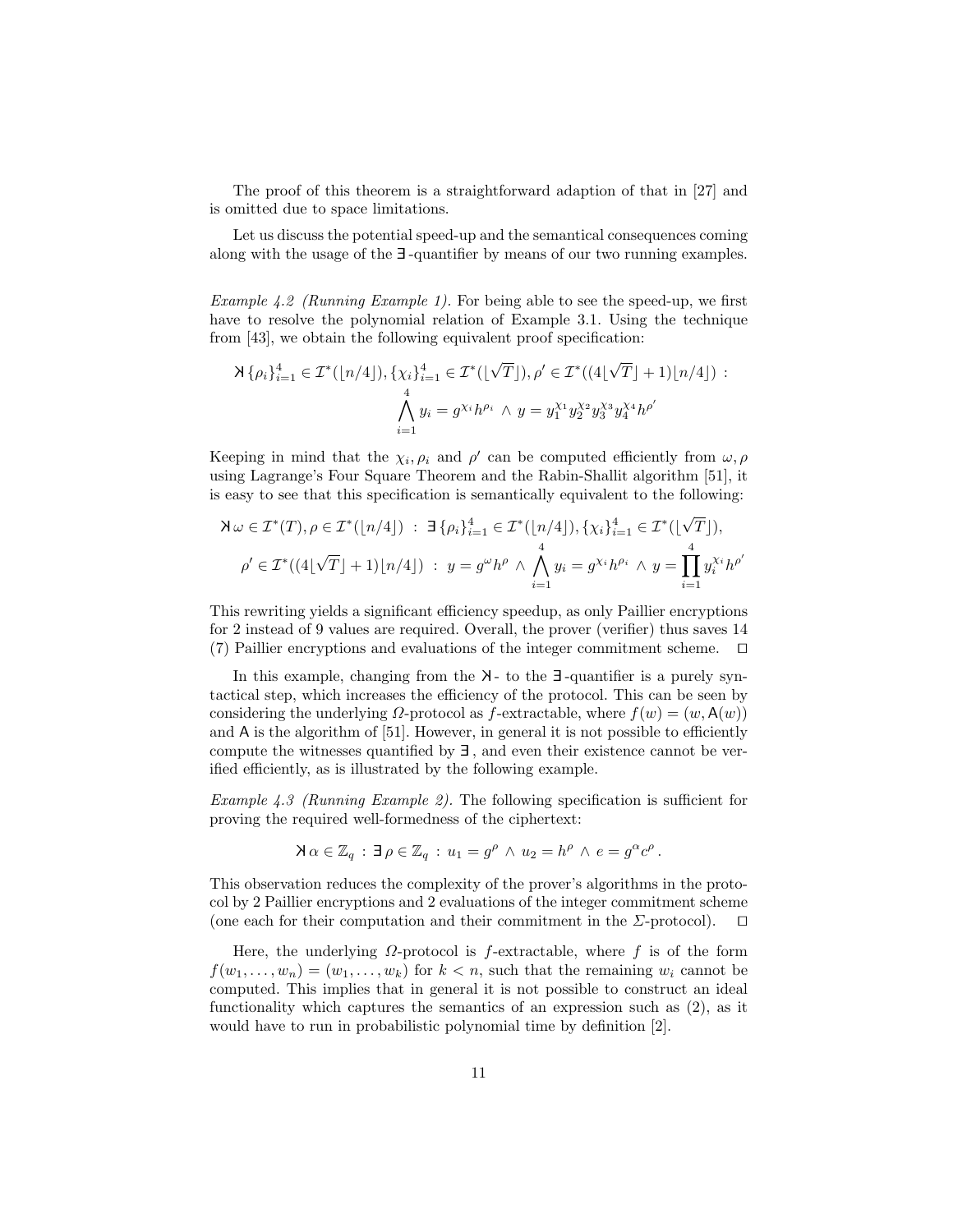The proof of this theorem is a straightforward adaption of that in [27] and is omitted due to space limitations.

Let us discuss the potential speed-up and the semantical consequences coming along with the usage of the $\exists$-quantifier by means of our two running examples.

*Example 4.2 (Running Example 1).* For being able to see the speed-up, we first have to resolve the polynomial relation of Example 3.1. Using the technique from [43], we obtain the following equivalent proof specification:

$$\text{\reflectbox{K}}\, \{\rho_i\}_{i=1}^4 \in \mathcal{I}^*(\lfloor n/4 \rfloor), \{\chi_i\}_{i=1}^4 \in \mathcal{I}^*(\lfloor \sqrt{T} \rfloor), \rho' \in \mathcal{I}^*((4\lfloor \sqrt{T} \rfloor + 1)\lfloor n/4 \rfloor) \; : \; \bigwedge_{i=1}^4 y_i = g^{\chi_i} h^{\rho_i} \wedge y = y_1^{\chi_1} y_2^{\chi_2} y_3^{\chi_3} y_4^{\chi_4} h^{\rho'}$$

Keeping in mind that the $\chi_i, \rho_i$ and $\rho'$ can be computed efficiently from $\omega, \rho$ using Lagrange's Four Square Theorem and the Rabin-Shallit algorithm [51], it is easy to see that this specification is semantically equivalent to the following:

$$\text{\reflectbox{K}}\, \omega \in \mathcal{I}^*(T), \rho \in \mathcal{I}^*(\lfloor n/4 \rfloor) \; : \; \exists \, \{\rho_i\}_{i=1}^4 \in \mathcal{I}^*(\lfloor n/4 \rfloor), \{\chi_i\}_{i=1}^4 \in \mathcal{I}^*(\lfloor \sqrt{T} \rfloor),$$
$$\rho' \in \mathcal{I}^*((4\lfloor \sqrt{T} \rfloor + 1)\lfloor n/4 \rfloor) \; : \; y = g^{\omega} h^{\rho} \wedge \bigwedge_{i=1}^4 y_i = g^{\chi_i} h^{\rho_i} \wedge y = \prod_{i=1}^4 y_i^{\chi_i} h^{\rho'}$$

This rewriting yields a significant efficiency speedup, as only Paillier encryptions for 2 instead of 9 values are required. Overall, the prover (verifier) thus saves 14 (7) Paillier encryptions and evaluations of the integer commitment scheme. □

In this example, changing from the $\text{\reflectbox{K}}$- to the $\exists$-quantifier is a purely syntactical step, which increases the efficiency of the protocol. This can be seen by considering the underlying $\Omega$-protocol as $f$-extractable, where $f(w) = (w, \mathsf{A}(w))$ and $\mathsf{A}$ is the algorithm of [51]. However, in general it is not possible to efficiently compute the witnesses quantified by $\exists$, and even their existence cannot be verified efficiently, as is illustrated by the following example.

*Example 4.3 (Running Example 2).* The following specification is sufficient for proving the required well-formedness of the ciphertext:

$$\text{\reflectbox{K}}\, \alpha \in \mathbb{Z}_q \; : \; \exists \, \rho \in \mathbb{Z}_q \; : \; u_1 = g^{\rho} \wedge u_2 = h^{\rho} \wedge e = g^{\alpha} c^{\rho} \, .$$

This observation reduces the complexity of the prover's algorithms in the protocol by 2 Paillier encryptions and 2 evaluations of the integer commitment scheme (one each for their computation and their commitment in the $\Sigma$-protocol). □

Here, the underlying $\Omega$-protocol is $f$-extractable, where $f$ is of the form $f(w_1, \ldots, w_n) = (w_1, \ldots, w_k)$ for $k < n$, such that the remaining $w_i$ cannot be computed. This implies that in general it is not possible to construct an ideal functionality which captures the semantics of an expression such as (2), as it would have to run in probabilistic polynomial time by definition [2].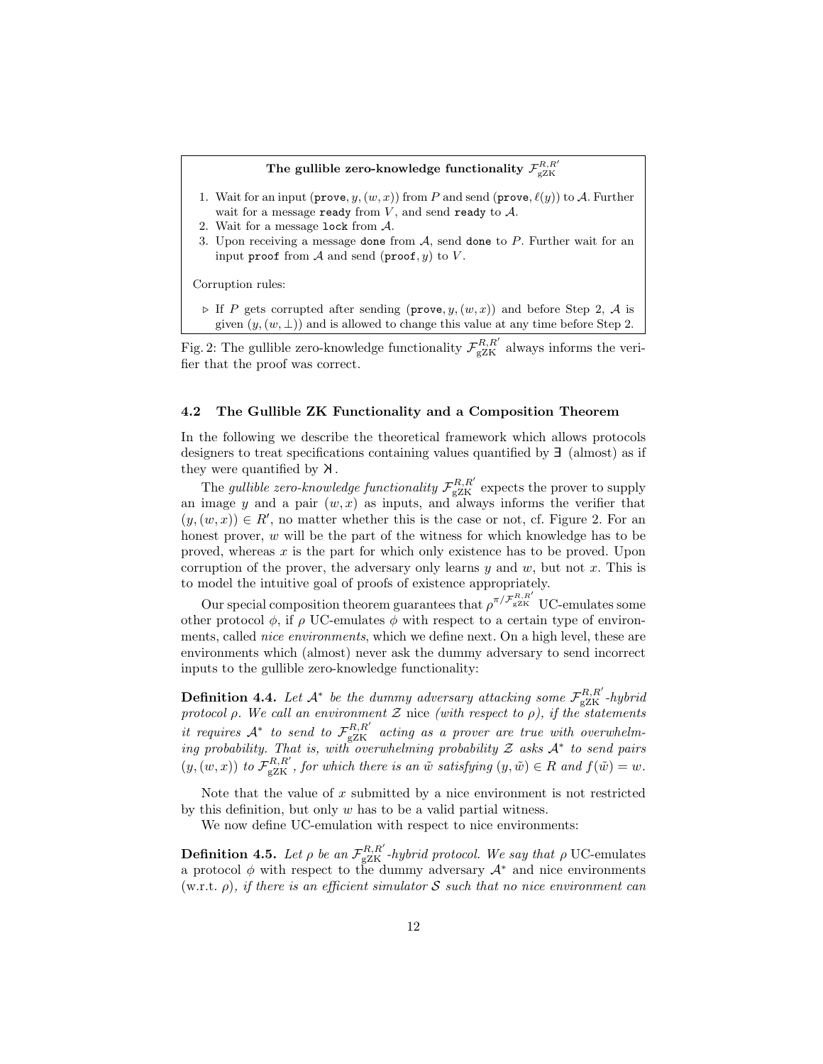**The gullible zero-knowledge functionality $\mathcal{F}_{\text{gZK}}^{R,R'}$**

1. Wait for an input $(\texttt{prove}, y, (w, x))$ from $P$ and send $(\texttt{prove}, \ell(y))$ to $\mathcal{A}$. Further wait for a message $\texttt{ready}$ from $V$, and send $\texttt{ready}$ to $\mathcal{A}$.
2. Wait for a message $\texttt{lock}$ from $\mathcal{A}$.
3. Upon receiving a message $\texttt{done}$ from $\mathcal{A}$, send $\texttt{done}$ to $P$. Further wait for an input $\texttt{proof}$ from $\mathcal{A}$ and send $(\texttt{proof}, y)$ to $V$.

Corruption rules:

- ▷ If $P$ gets corrupted after sending $(\texttt{prove}, y, (w, x))$ and before Step 2, $\mathcal{A}$ is given $(y, (w, \perp))$ and is allowed to change this value at any time before Step 2.

Fig. 2: The gullible zero-knowledge functionality $\mathcal{F}_{\text{gZK}}^{R,R'}$ always informs the verifier that the proof was correct.

### 4.2 The Gullible ZK Functionality and a Composition Theorem

In the following we describe the theoretical framework which allows protocols designers to treat specifications containing values quantified by $\exists$ (almost) as if they were quantified by $\text{Ꮧ}$.

The *gullible zero-knowledge functionality* $\mathcal{F}_{\text{gZK}}^{R,R'}$ expects the prover to supply an image $y$ and a pair $(w, x)$ as inputs, and always informs the verifier that $(y, (w, x)) \in R'$, no matter whether this is the case or not, cf. Figure 2. For an honest prover, $w$ will be the part of the witness for which knowledge has to be proved, whereas $x$ is the part for which only existence has to be proved. Upon corruption of the prover, the adversary only learns $y$ and $w$, but not $x$. This is to model the intuitive goal of proofs of existence appropriately.

Our special composition theorem guarantees that $\rho^{\pi/\mathcal{F}_{\text{gZK}}^{R,R'}}$ UC-emulates some other protocol $\phi$, if $\rho$ UC-emulates $\phi$ with respect to a certain type of environments, called *nice environments*, which we define next. On a high level, these are environments which (almost) never ask the dummy adversary to send incorrect inputs to the gullible zero-knowledge functionality:

**Definition 4.4.** *Let $\mathcal{A}^*$ be the dummy adversary attacking some $\mathcal{F}_{\text{gZK}}^{R,R'}$-hybrid protocol $\rho$. We call an environment $\mathcal{Z}$* nice *(with respect to $\rho$), if the statements it requires $\mathcal{A}^*$ to send to $\mathcal{F}_{\text{gZK}}^{R,R'}$ acting as a prover are true with overwhelming probability. That is, with overwhelming probability $\mathcal{Z}$ asks $\mathcal{A}^*$ to send pairs $(y, (w, x))$ to $\mathcal{F}_{\text{gZK}}^{R,R'}$, for which there is an $\tilde{w}$ satisfying $(y, \tilde{w}) \in R$ and $f(\tilde{w}) = w$.*

Note that the value of $x$ submitted by a nice environment is not restricted by this definition, but only $w$ has to be a valid partial witness.

We now define UC-emulation with respect to nice environments:

**Definition 4.5.** *Let $\rho$ be an $\mathcal{F}_{\text{gZK}}^{R,R'}$-hybrid protocol. We say that $\rho$* UC-emulates *a protocol $\phi$ with respect to the dummy adversary $\mathcal{A}^*$ and nice environments* (w.r.t. $\rho$)*, if there is an efficient simulator $\mathcal{S}$ such that no nice environment can*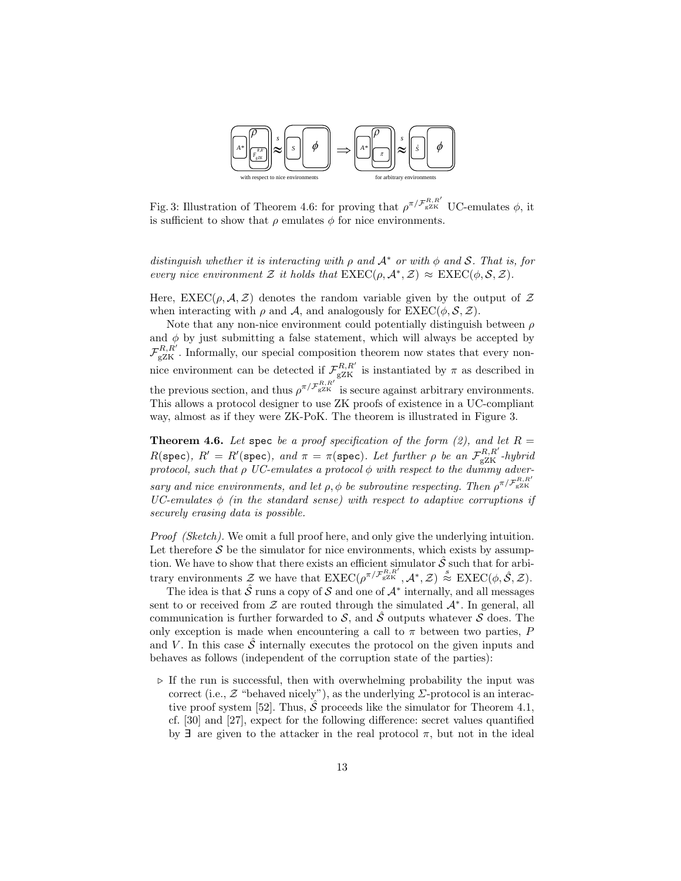Fig. 3: Illustration of Theorem 4.6: for proving that $\rho^{\pi/\mathcal{F}_{\text{gZK}}^{R,R'}}$ UC-emulates $\phi$, it is sufficient to show that $\rho$ emulates $\phi$ for nice environments.

*distinguish whether it is interacting with $\rho$ and $\mathcal{A}^*$ or with $\phi$ and $\mathcal{S}$. That is, for every nice environment $\mathcal{Z}$ it holds that $\text{EXEC}(\rho, \mathcal{A}^*, \mathcal{Z}) \approx \text{EXEC}(\phi, \mathcal{S}, \mathcal{Z})$.*

Here, $\text{EXEC}(\rho, \mathcal{A}, \mathcal{Z})$ denotes the random variable given by the output of $\mathcal{Z}$ when interacting with $\rho$ and $\mathcal{A}$, and analogously for $\text{EXEC}(\phi, \mathcal{S}, \mathcal{Z})$.

Note that any non-nice environment could potentially distinguish between $\rho$ and $\phi$ by just submitting a false statement, which will always be accepted by $\mathcal{F}_{\text{gZK}}^{R,R'}$. Informally, our special composition theorem now states that every non-nice environment can be detected if $\mathcal{F}_{\text{gZK}}^{R,R'}$ is instantiated by $\pi$ as described in the previous section, and thus $\rho^{\pi/\mathcal{F}_{\text{gZK}}^{R,R'}}$ is secure against arbitrary environments. This allows a protocol designer to use ZK proofs of existence in a UC-compliant way, almost as if they were ZK-PoK. The theorem is illustrated in Figure 3.

**Theorem 4.6.** *Let* spec *be a proof specification of the form (2), and let $R = R(\texttt{spec})$, $R' = R'(\texttt{spec})$, and $\pi = \pi(\texttt{spec})$. Let further $\rho$ be an $\mathcal{F}_{\text{gZK}}^{R,R'}$-hybrid protocol, such that $\rho$ UC-emulates a protocol $\phi$ with respect to the dummy adversary and nice environments, and let $\rho, \phi$ be subroutine respecting. Then $\rho^{\pi/\mathcal{F}_{\text{gZK}}^{R,R'}}$ UC-emulates $\phi$ (in the standard sense) with respect to adaptive corruptions if securely erasing data is possible.*

*Proof (Sketch).* We omit a full proof here, and only give the underlying intuition. Let therefore $\mathcal{S}$ be the simulator for nice environments, which exists by assumption. We have to show that there exists an efficient simulator $\hat{\mathcal{S}}$ such that for arbitrary environments $\mathcal{Z}$ we have that $\text{EXEC}(\rho^{\pi/\mathcal{F}_{\text{gZK}}^{R,R'}}, \mathcal{A}^*, \mathcal{Z}) \stackrel{s}{\approx} \text{EXEC}(\phi, \hat{\mathcal{S}}, \mathcal{Z})$.

The idea is that $\hat{\mathcal{S}}$ runs a copy of $\mathcal{S}$ and one of $\mathcal{A}^*$ internally, and all messages sent to or received from $\mathcal{Z}$ are routed through the simulated $\mathcal{A}^*$. In general, all communication is further forwarded to $\mathcal{S}$, and $\hat{\mathcal{S}}$ outputs whatever $\mathcal{S}$ does. The only exception is made when encountering a call to $\pi$ between two parties, $P$ and $V$. In this case $\hat{\mathcal{S}}$ internally executes the protocol on the given inputs and behaves as follows (independent of the corruption state of the parties):

- ▹ If the run is successful, then with overwhelming probability the input was correct (i.e., $\mathcal{Z}$ "behaved nicely"), as the underlying $\Sigma$-protocol is an interactive proof system [52]. Thus, $\hat{\mathcal{S}}$ proceeds like the simulator for Theorem 4.1, cf. [30] and [27], expect for the following difference: secret values quantified by $\exists$ are given to the attacker in the real protocol $\pi$, but not in the ideal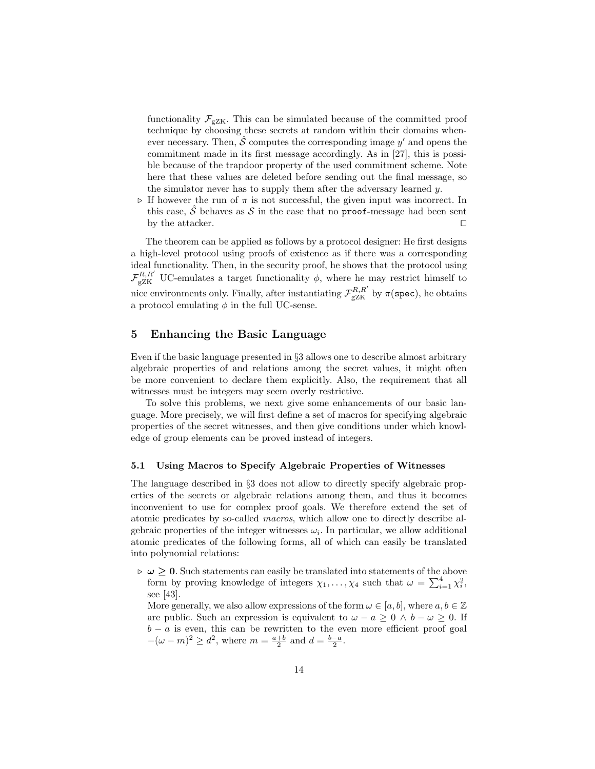functionality $\mathcal{F}_{\mathrm{gZK}}$. This can be simulated because of the committed proof technique by choosing these secrets at random within their domains whenever necessary. Then, $\hat{\mathcal{S}}$ computes the corresponding image $y'$ and opens the commitment made in its first message accordingly. As in [27], this is possible because of the trapdoor property of the used commitment scheme. Note here that these values are deleted before sending out the final message, so the simulator never has to supply them after the adversary learned $y$.

▷ If however the run of $\pi$ is not successful, the given input was incorrect. In this case, $\hat{\mathcal{S}}$ behaves as $\mathcal{S}$ in the case that no `proof`-message had been sent by the attacker. □

The theorem can be applied as follows by a protocol designer: He first designs a high-level protocol using proofs of existence as if there was a corresponding ideal functionality. Then, in the security proof, he shows that the protocol using $\mathcal{F}_{\mathrm{gZK}}^{R,R'}$ UC-emulates a target functionality $\phi$, where he may restrict himself to nice environments only. Finally, after instantiating $\mathcal{F}_{\mathrm{gZK}}^{R,R'}$ by $\pi(\texttt{spec})$, he obtains a protocol emulating $\phi$ in the full UC-sense.

## 5 Enhancing the Basic Language

Even if the basic language presented in §3 allows one to describe almost arbitrary algebraic properties of and relations among the secret values, it might often be more convenient to declare them explicitly. Also, the requirement that all witnesses must be integers may seem overly restrictive.

To solve this problems, we next give some enhancements of our basic language. More precisely, we will first define a set of macros for specifying algebraic properties of the secret witnesses, and then give conditions under which knowledge of group elements can be proved instead of integers.

### 5.1 Using Macros to Specify Algebraic Properties of Witnesses

The language described in §3 does not allow to directly specify algebraic properties of the secrets or algebraic relations among them, and thus it becomes inconvenient to use for complex proof goals. We therefore extend the set of atomic predicates by so-called *macros*, which allow one to directly describe algebraic properties of the integer witnesses $\omega_i$. In particular, we allow additional atomic predicates of the following forms, all of which can easily be translated into polynomial relations:

▷ $\boldsymbol{\omega \geq 0}$. Such statements can easily be translated into statements of the above form by proving knowledge of integers $\chi_1, \ldots, \chi_4$ such that $\omega = \sum_{i=1}^{4} \chi_i^2$, see [43].

More generally, we also allow expressions of the form $\omega \in [a, b]$, where $a, b \in \mathbb{Z}$ are public. Such an expression is equivalent to $\omega - a \geq 0 \land b - \omega \geq 0$. If $b - a$ is even, this can be rewritten to the even more efficient proof goal $-(\omega - m)^2 \geq d^2$, where $m = \frac{a+b}{2}$ and $d = \frac{b-a}{2}$.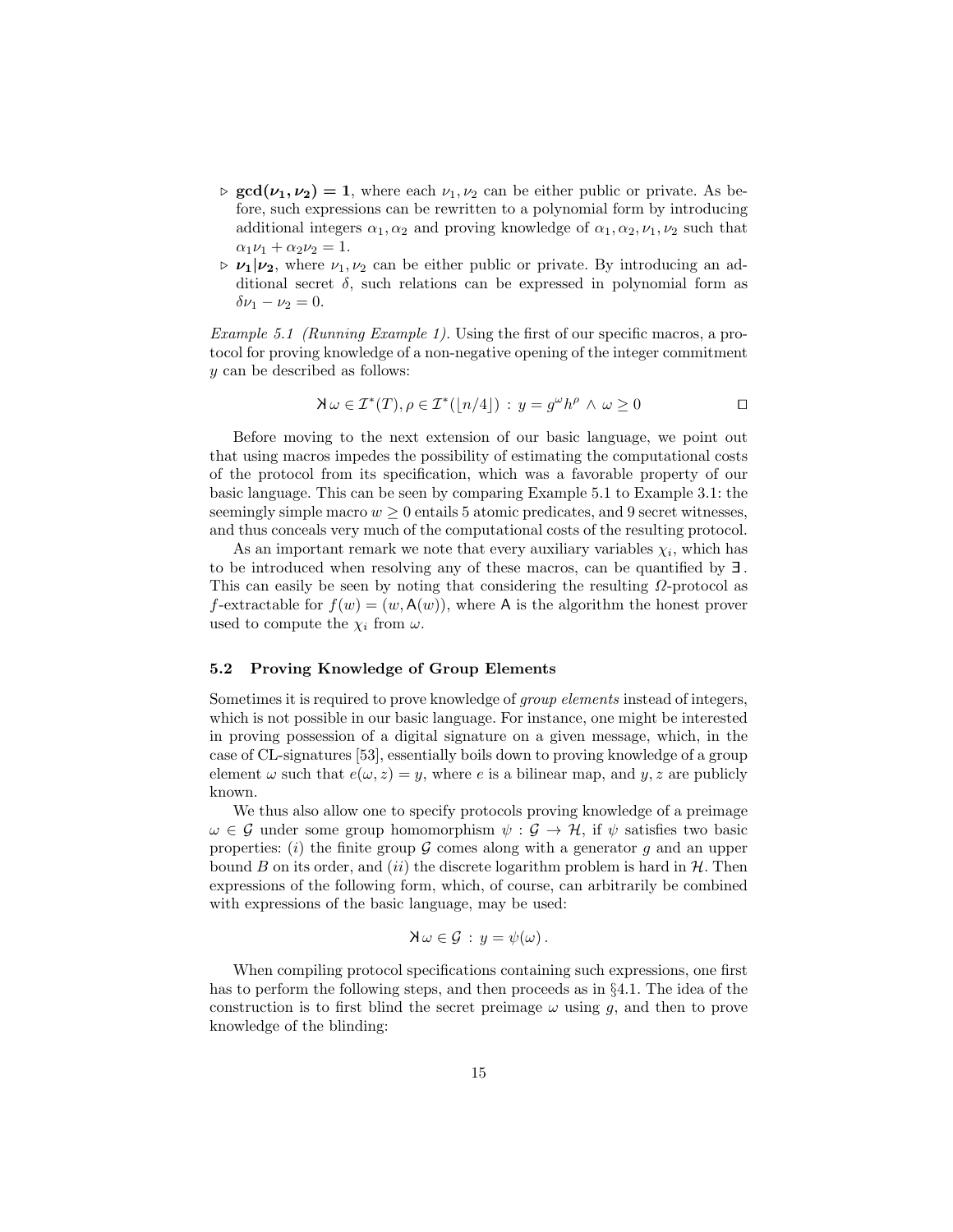- ▷ $\mathbf{gcd(\nu_1, \nu_2) = 1}$, where each $\nu_1, \nu_2$ can be either public or private. As before, such expressions can be rewritten to a polynomial form by introducing additional integers $\alpha_1, \alpha_2$ and proving knowledge of $\alpha_1, \alpha_2, \nu_1, \nu_2$ such that $\alpha_1 \nu_1 + \alpha_2 \nu_2 = 1$.
- ▷ $\boldsymbol{\nu_1 | \nu_2}$, where $\nu_1, \nu_2$ can be either public or private. By introducing an additional secret $\delta$, such relations can be expressed in polynomial form as $\delta \nu_1 - \nu_2 = 0$.

*Example 5.1 (Running Example 1).* Using the first of our specific macros, a protocol for proving knowledge of a non-negative opening of the integer commitment $y$ can be described as follows:

$$\text{\reflectbox{K}}\, \omega \in \mathcal{I}^*(T), \rho \in \mathcal{I}^*(\lfloor n/4 \rfloor) \,:\, y = g^\omega h^\rho \,\wedge\, \omega \geq 0 \qquad \square$$

Before moving to the next extension of our basic language, we point out that using macros impedes the possibility of estimating the computational costs of the protocol from its specification, which was a favorable property of our basic language. This can be seen by comparing Example 5.1 to Example 3.1: the seemingly simple macro $w \geq 0$ entails 5 atomic predicates, and 9 secret witnesses, and thus conceals very much of the computational costs of the resulting protocol.

As an important remark we note that every auxiliary variables $\chi_i$, which has to be introduced when resolving any of these macros, can be quantified by $\exists$. This can easily be seen by noting that considering the resulting $\Omega$-protocol as $f$-extractable for $f(w) = (w, \mathsf{A}(w))$, where $\mathsf{A}$ is the algorithm the honest prover used to compute the $\chi_i$ from $\omega$.

### 5.2 Proving Knowledge of Group Elements

Sometimes it is required to prove knowledge of *group elements* instead of integers, which is not possible in our basic language. For instance, one might be interested in proving possession of a digital signature on a given message, which, in the case of CL-signatures [53], essentially boils down to proving knowledge of a group element $\omega$ such that $e(\omega, z) = y$, where $e$ is a bilinear map, and $y, z$ are publicly known.

We thus also allow one to specify protocols proving knowledge of a preimage $\omega \in \mathcal{G}$ under some group homomorphism $\psi : \mathcal{G} \to \mathcal{H}$, if $\psi$ satisfies two basic properties: $(i)$ the finite group $\mathcal{G}$ comes along with a generator $g$ and an upper bound $B$ on its order, and $(ii)$ the discrete logarithm problem is hard in $\mathcal{H}$. Then expressions of the following form, which, of course, can arbitrarily be combined with expressions of the basic language, may be used:

$$\text{\reflectbox{K}}\, \omega \in \mathcal{G} \,:\, y = \psi(\omega)\,.$$

When compiling protocol specifications containing such expressions, one first has to perform the following steps, and then proceeds as in §4.1. The idea of the construction is to first blind the secret preimage $\omega$ using $g$, and then to prove knowledge of the blinding: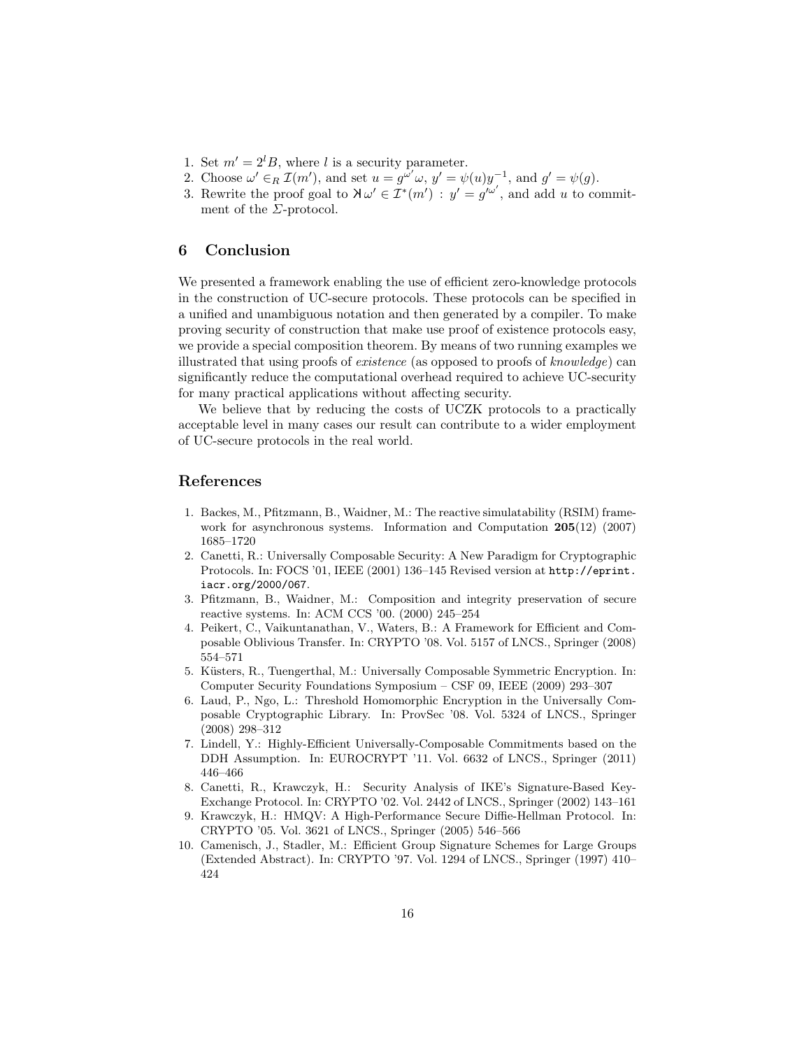1. Set $m' = 2^l B$, where $l$ is a security parameter.
2. Choose $\omega' \in_R \mathcal{I}(m')$, and set $u = g^{\omega'}\omega$, $y' = \psi(u)y^{-1}$, and $g' = \psi(g)$.
3. Rewrite the proof goal to $\exists\!\!\!\!\times \omega' \in \mathcal{I}^*(m') : y' = g'^{\omega'}$, and add $u$ to commitment of the $\Sigma$-protocol.

## 6 Conclusion

We presented a framework enabling the use of efficient zero-knowledge protocols in the construction of UC-secure protocols. These protocols can be specified in a unified and unambiguous notation and then generated by a compiler. To make proving security of construction that make use proof of existence protocols easy, we provide a special composition theorem. By means of two running examples we illustrated that using proofs of *existence* (as opposed to proofs of *knowledge*) can significantly reduce the computational overhead required to achieve UC-security for many practical applications without affecting security.

We believe that by reducing the costs of UCZK protocols to a practically acceptable level in many cases our result can contribute to a wider employment of UC-secure protocols in the real world.

## References

1. Backes, M., Pfitzmann, B., Waidner, M.: The reactive simulatability (RSIM) framework for asynchronous systems. Information and Computation **205**(12) (2007) 1685–1720
2. Canetti, R.: Universally Composable Security: A New Paradigm for Cryptographic Protocols. In: FOCS '01, IEEE (2001) 136–145 Revised version at `http://eprint.iacr.org/2000/067`.
3. Pfitzmann, B., Waidner, M.: Composition and integrity preservation of secure reactive systems. In: ACM CCS '00. (2000) 245–254
4. Peikert, C., Vaikuntanathan, V., Waters, B.: A Framework for Efficient and Composable Oblivious Transfer. In: CRYPTO '08. Vol. 5157 of LNCS., Springer (2008) 554–571
5. Küsters, R., Tuengerthal, M.: Universally Composable Symmetric Encryption. In: Computer Security Foundations Symposium – CSF 09, IEEE (2009) 293–307
6. Laud, P., Ngo, L.: Threshold Homomorphic Encryption in the Universally Composable Cryptographic Library. In: ProvSec '08. Vol. 5324 of LNCS., Springer (2008) 298–312
7. Lindell, Y.: Highly-Efficient Universally-Composable Commitments based on the DDH Assumption. In: EUROCRYPT '11. Vol. 6632 of LNCS., Springer (2011) 446–466
8. Canetti, R., Krawczyk, H.: Security Analysis of IKE's Signature-Based Key-Exchange Protocol. In: CRYPTO '02. Vol. 2442 of LNCS., Springer (2002) 143–161
9. Krawczyk, H.: HMQV: A High-Performance Secure Diffie-Hellman Protocol. In: CRYPTO '05. Vol. 3621 of LNCS., Springer (2005) 546–566
10. Camenisch, J., Stadler, M.: Efficient Group Signature Schemes for Large Groups (Extended Abstract). In: CRYPTO '97. Vol. 1294 of LNCS., Springer (1997) 410–424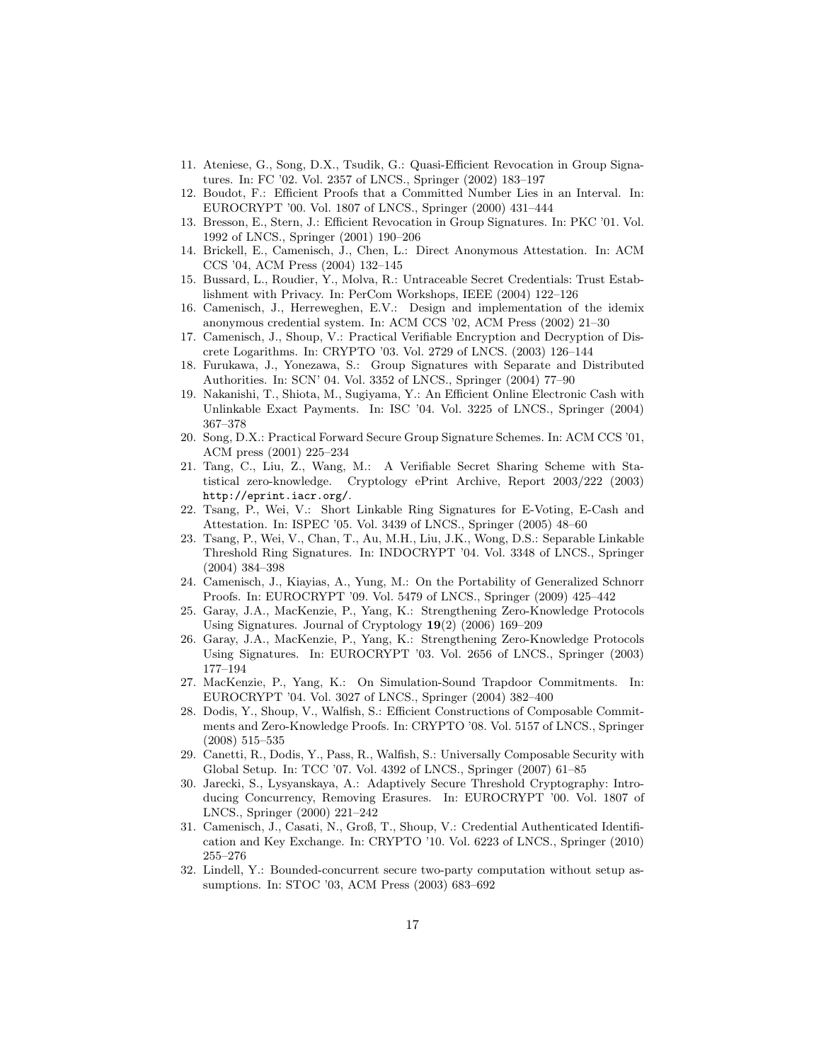11. Ateniese, G., Song, D.X., Tsudik, G.: Quasi-Efficient Revocation in Group Signatures. In: FC '02. Vol. 2357 of LNCS., Springer (2002) 183–197
12. Boudot, F.: Efficient Proofs that a Committed Number Lies in an Interval. In: EUROCRYPT '00. Vol. 1807 of LNCS., Springer (2000) 431–444
13. Bresson, E., Stern, J.: Efficient Revocation in Group Signatures. In: PKC '01. Vol. 1992 of LNCS., Springer (2001) 190–206
14. Brickell, E., Camenisch, J., Chen, L.: Direct Anonymous Attestation. In: ACM CCS '04, ACM Press (2004) 132–145
15. Bussard, L., Roudier, Y., Molva, R.: Untraceable Secret Credentials: Trust Establishment with Privacy. In: PerCom Workshops, IEEE (2004) 122–126
16. Camenisch, J., Herreweghen, E.V.: Design and implementation of the idemix anonymous credential system. In: ACM CCS '02, ACM Press (2002) 21–30
17. Camenisch, J., Shoup, V.: Practical Verifiable Encryption and Decryption of Discrete Logarithms. In: CRYPTO '03. Vol. 2729 of LNCS. (2003) 126–144
18. Furukawa, J., Yonezawa, S.: Group Signatures with Separate and Distributed Authorities. In: SCN' 04. Vol. 3352 of LNCS., Springer (2004) 77–90
19. Nakanishi, T., Shiota, M., Sugiyama, Y.: An Efficient Online Electronic Cash with Unlinkable Exact Payments. In: ISC '04. Vol. 3225 of LNCS., Springer (2004) 367–378
20. Song, D.X.: Practical Forward Secure Group Signature Schemes. In: ACM CCS '01, ACM press (2001) 225–234
21. Tang, C., Liu, Z., Wang, M.: A Verifiable Secret Sharing Scheme with Statistical zero-knowledge. Cryptology ePrint Archive, Report 2003/222 (2003) `http://eprint.iacr.org/`.
22. Tsang, P., Wei, V.: Short Linkable Ring Signatures for E-Voting, E-Cash and Attestation. In: ISPEC '05. Vol. 3439 of LNCS., Springer (2005) 48–60
23. Tsang, P., Wei, V., Chan, T., Au, M.H., Liu, J.K., Wong, D.S.: Separable Linkable Threshold Ring Signatures. In: INDOCRYPT '04. Vol. 3348 of LNCS., Springer (2004) 384–398
24. Camenisch, J., Kiayias, A., Yung, M.: On the Portability of Generalized Schnorr Proofs. In: EUROCRYPT '09. Vol. 5479 of LNCS., Springer (2009) 425–442
25. Garay, J.A., MacKenzie, P., Yang, K.: Strengthening Zero-Knowledge Protocols Using Signatures. Journal of Cryptology **19**(2) (2006) 169–209
26. Garay, J.A., MacKenzie, P., Yang, K.: Strengthening Zero-Knowledge Protocols Using Signatures. In: EUROCRYPT '03. Vol. 2656 of LNCS., Springer (2003) 177–194
27. MacKenzie, P., Yang, K.: On Simulation-Sound Trapdoor Commitments. In: EUROCRYPT '04. Vol. 3027 of LNCS., Springer (2004) 382–400
28. Dodis, Y., Shoup, V., Walfish, S.: Efficient Constructions of Composable Commitments and Zero-Knowledge Proofs. In: CRYPTO '08. Vol. 5157 of LNCS., Springer (2008) 515–535
29. Canetti, R., Dodis, Y., Pass, R., Walfish, S.: Universally Composable Security with Global Setup. In: TCC '07. Vol. 4392 of LNCS., Springer (2007) 61–85
30. Jarecki, S., Lysyanskaya, A.: Adaptively Secure Threshold Cryptography: Introducing Concurrency, Removing Erasures. In: EUROCRYPT '00. Vol. 1807 of LNCS., Springer (2000) 221–242
31. Camenisch, J., Casati, N., Groß, T., Shoup, V.: Credential Authenticated Identification and Key Exchange. In: CRYPTO '10. Vol. 6223 of LNCS., Springer (2010) 255–276
32. Lindell, Y.: Bounded-concurrent secure two-party computation without setup assumptions. In: STOC '03, ACM Press (2003) 683–692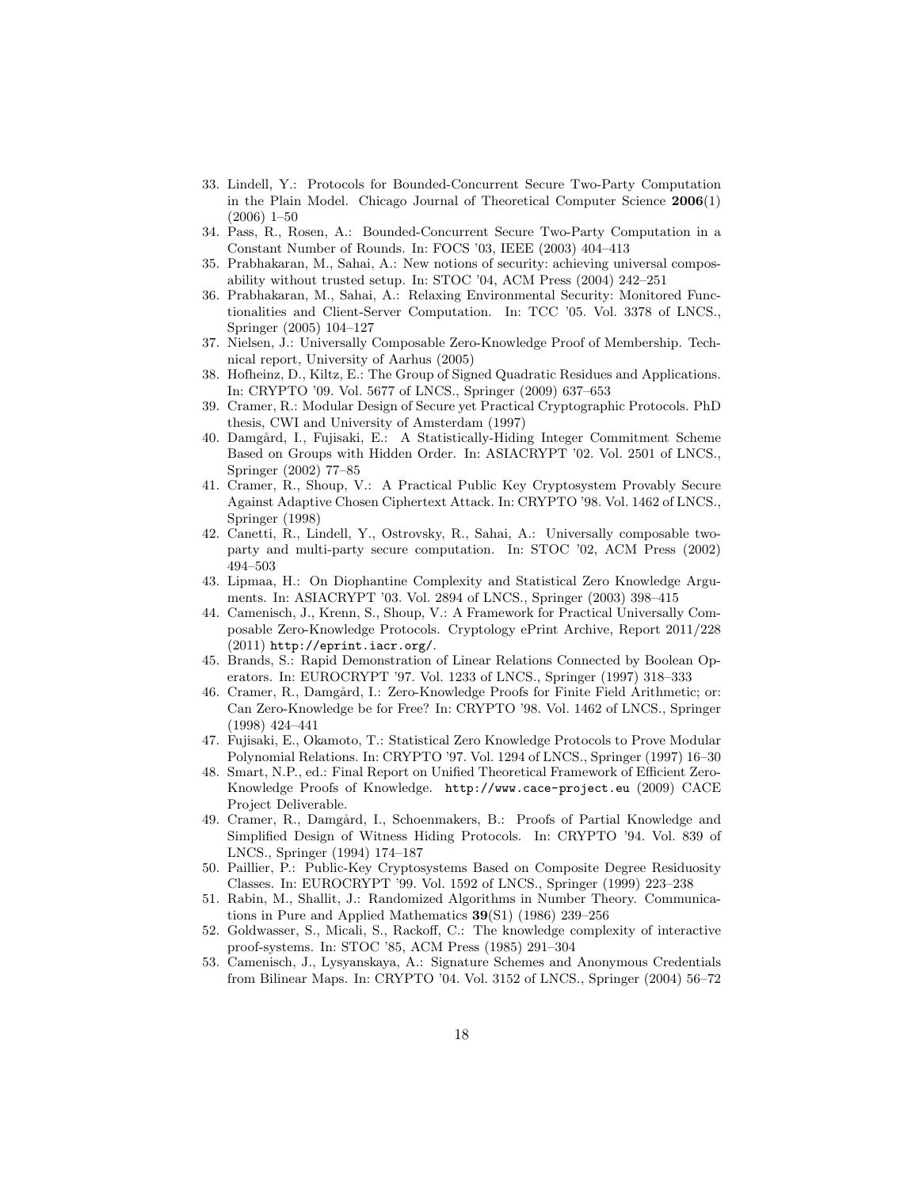33. Lindell, Y.: Protocols for Bounded-Concurrent Secure Two-Party Computation in the Plain Model. Chicago Journal of Theoretical Computer Science **2006**(1) (2006) 1–50
34. Pass, R., Rosen, A.: Bounded-Concurrent Secure Two-Party Computation in a Constant Number of Rounds. In: FOCS '03, IEEE (2003) 404–413
35. Prabhakaran, M., Sahai, A.: New notions of security: achieving universal composability without trusted setup. In: STOC '04, ACM Press (2004) 242–251
36. Prabhakaran, M., Sahai, A.: Relaxing Environmental Security: Monitored Functionalities and Client-Server Computation. In: TCC '05. Vol. 3378 of LNCS., Springer (2005) 104–127
37. Nielsen, J.: Universally Composable Zero-Knowledge Proof of Membership. Technical report, University of Aarhus (2005)
38. Hofheinz, D., Kiltz, E.: The Group of Signed Quadratic Residues and Applications. In: CRYPTO '09. Vol. 5677 of LNCS., Springer (2009) 637–653
39. Cramer, R.: Modular Design of Secure yet Practical Cryptographic Protocols. PhD thesis, CWI and University of Amsterdam (1997)
40. Damgård, I., Fujisaki, E.: A Statistically-Hiding Integer Commitment Scheme Based on Groups with Hidden Order. In: ASIACRYPT '02. Vol. 2501 of LNCS., Springer (2002) 77–85
41. Cramer, R., Shoup, V.: A Practical Public Key Cryptosystem Provably Secure Against Adaptive Chosen Ciphertext Attack. In: CRYPTO '98. Vol. 1462 of LNCS., Springer (1998)
42. Canetti, R., Lindell, Y., Ostrovsky, R., Sahai, A.: Universally composable two-party and multi-party secure computation. In: STOC '02, ACM Press (2002) 494–503
43. Lipmaa, H.: On Diophantine Complexity and Statistical Zero Knowledge Arguments. In: ASIACRYPT '03. Vol. 2894 of LNCS., Springer (2003) 398–415
44. Camenisch, J., Krenn, S., Shoup, V.: A Framework for Practical Universally Composable Zero-Knowledge Protocols. Cryptology ePrint Archive, Report 2011/228 (2011) http://eprint.iacr.org/.
45. Brands, S.: Rapid Demonstration of Linear Relations Connected by Boolean Operators. In: EUROCRYPT '97. Vol. 1233 of LNCS., Springer (1997) 318–333
46. Cramer, R., Damgård, I.: Zero-Knowledge Proofs for Finite Field Arithmetic; or: Can Zero-Knowledge be for Free? In: CRYPTO '98. Vol. 1462 of LNCS., Springer (1998) 424–441
47. Fujisaki, E., Okamoto, T.: Statistical Zero Knowledge Protocols to Prove Modular Polynomial Relations. In: CRYPTO '97. Vol. 1294 of LNCS., Springer (1997) 16–30
48. Smart, N.P., ed.: Final Report on Unified Theoretical Framework of Efficient Zero-Knowledge Proofs of Knowledge. http://www.cace-project.eu (2009) CACE Project Deliverable.
49. Cramer, R., Damgård, I., Schoenmakers, B.: Proofs of Partial Knowledge and Simplified Design of Witness Hiding Protocols. In: CRYPTO '94. Vol. 839 of LNCS., Springer (1994) 174–187
50. Paillier, P.: Public-Key Cryptosystems Based on Composite Degree Residuosity Classes. In: EUROCRYPT '99. Vol. 1592 of LNCS., Springer (1999) 223–238
51. Rabin, M., Shallit, J.: Randomized Algorithms in Number Theory. Communications in Pure and Applied Mathematics **39**(S1) (1986) 239–256
52. Goldwasser, S., Micali, S., Rackoff, C.: The knowledge complexity of interactive proof-systems. In: STOC '85, ACM Press (1985) 291–304
53. Camenisch, J., Lysyanskaya, A.: Signature Schemes and Anonymous Credentials from Bilinear Maps. In: CRYPTO '04. Vol. 3152 of LNCS., Springer (2004) 56–72